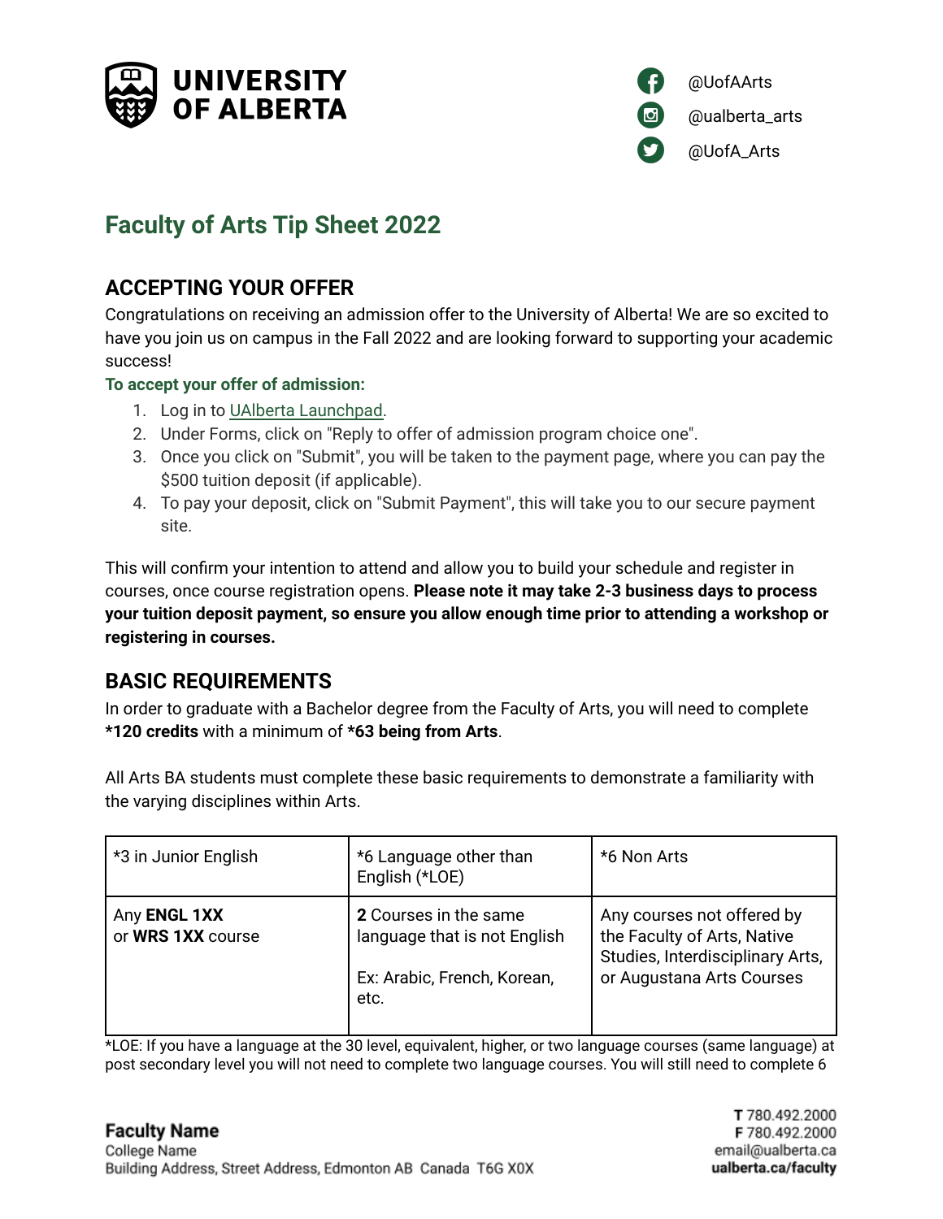# UNIVERSITY OF ALBERTA

@UofAArts
@ualberta_arts
@UofA_Arts

## Faculty of Arts Tip Sheet 2022

### ACCEPTING YOUR OFFER

Congratulations on receiving an admission offer to the University of Alberta! We are so excited to have you join us on campus in the Fall 2022 and are looking forward to supporting your academic success!

**To accept your offer of admission:**

1. Log in to UAlberta Launchpad.
2. Under Forms, click on "Reply to offer of admission program choice one".
3. Once you click on "Submit", you will be taken to the payment page, where you can pay the $500 tuition deposit (if applicable).
4. To pay your deposit, click on "Submit Payment", this will take you to our secure payment site.

This will confirm your intention to attend and allow you to build your schedule and register in courses, once course registration opens. **Please note it may take 2-3 business days to process your tuition deposit payment, so ensure you allow enough time prior to attending a workshop or registering in courses.**

### BASIC REQUIREMENTS

In order to graduate with a Bachelor degree from the Faculty of Arts, you will need to complete ***120 credits** with a minimum of ***63 being from Arts**.

All Arts BA students must complete these basic requirements to demonstrate a familiarity with the varying disciplines within Arts.

| *3 in Junior English | *6 Language other than English (*LOE) | *6 Non Arts |
|---|---|---|
| Any **ENGL 1XX** or **WRS 1XX** course | **2** Courses in the same language that is not English<br><br>Ex: Arabic, French, Korean, etc. | Any courses not offered by the Faculty of Arts, Native Studies, Interdisciplinary Arts, or Augustana Arts Courses |

*LOE: If you have a language at the 30 level, equivalent, higher, or two language courses (same language) at post secondary level you will not need to complete two language courses. You will still need to complete 6

**Faculty Name**
College Name
Building Address, Street Address, Edmonton AB Canada T6G X0X

**T** 780.492.2000
**F** 780.492.2000
email@ualberta.ca
**ualberta.ca/faculty**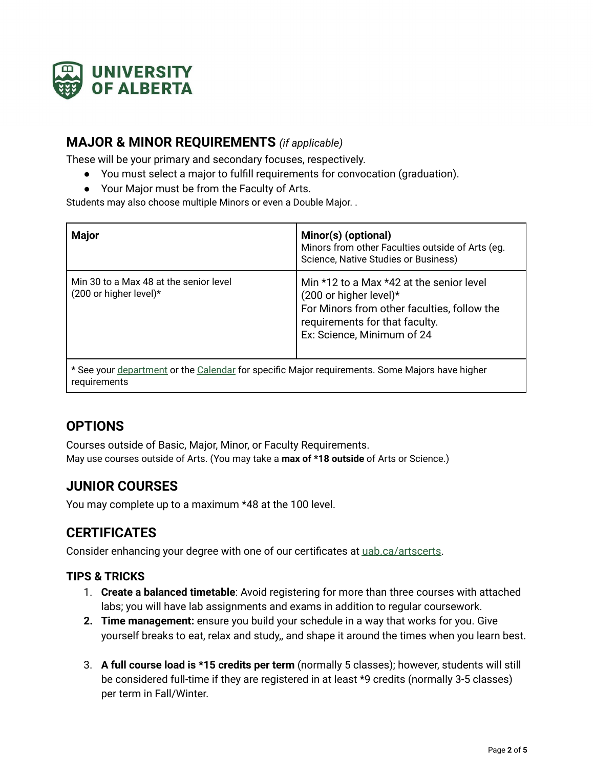## MAJOR & MINOR REQUIREMENTS *(if applicable)*

These will be your primary and secondary focuses, respectively.

- You must select a major to fulfill requirements for convocation (graduation).
- Your Major must be from the Faculty of Arts.

Students may also choose multiple Minors or even a Double Major. .

| **Major** | **Minor(s) (optional)**<br>Minors from other Faculties outside of Arts (eg. Science, Native Studies or Business) |
|---|---|
| Min 30 to a Max 48 at the senior level (200 or higher level)* | Min *12 to a Max *42 at the senior level (200 or higher level)*<br>For Minors from other faculties, follow the requirements for that faculty.<br>Ex: Science, Minimum of 24 |
| * See your department or the Calendar for specific Major requirements. Some Majors have higher requirements | |

## OPTIONS

Courses outside of Basic, Major, Minor, or Faculty Requirements.

May use courses outside of Arts. (You may take a **max of *18 outside** of Arts or Science.)

## JUNIOR COURSES

You may complete up to a maximum *48 at the 100 level.

## CERTIFICATES

Consider enhancing your degree with one of our certificates at uab.ca/artscerts.

### TIPS & TRICKS

1. **Create a balanced timetable**: Avoid registering for more than three courses with attached labs; you will have lab assignments and exams in addition to regular coursework.
2. **Time management:** ensure you build your schedule in a way that works for you. Give yourself breaks to eat, relax and study,, and shape it around the times when you learn best.
3. **A full course load is *15 credits per term** (normally 5 classes); however, students will still be considered full-time if they are registered in at least *9 credits (normally 3-5 classes) per term in Fall/Winter.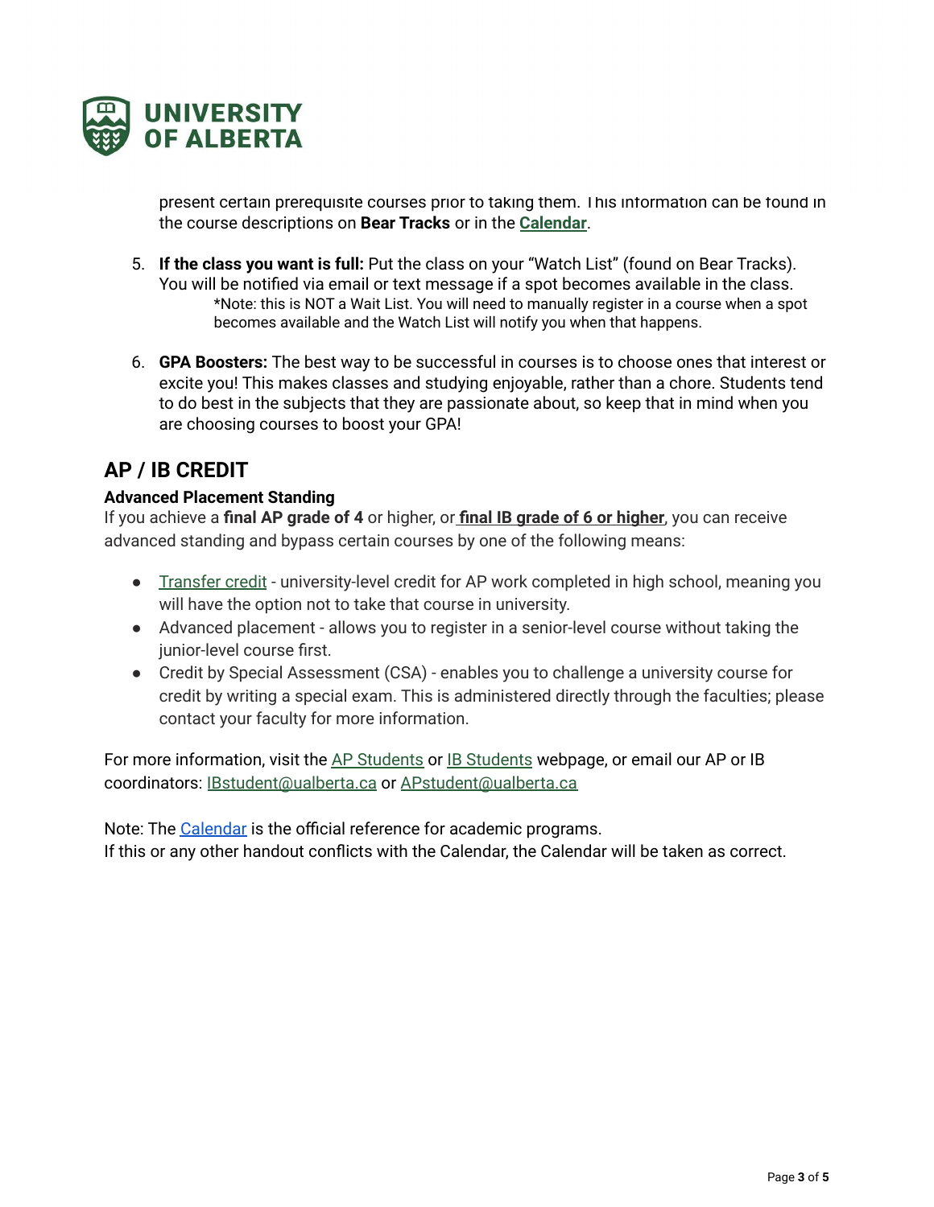present certain prerequisite courses prior to taking them. This information can be found in the course descriptions on **Bear Tracks** or in the **Calendar**.

5. **If the class you want is full:** Put the class on your "Watch List" (found on Bear Tracks). You will be notified via email or text message if a spot becomes available in the class.
   *Note: this is NOT a Wait List. You will need to manually register in a course when a spot becomes available and the Watch List will notify you when that happens.

6. **GPA Boosters:** The best way to be successful in courses is to choose ones that interest or excite you! This makes classes and studying enjoyable, rather than a chore. Students tend to do best in the subjects that they are passionate about, so keep that in mind when you are choosing courses to boost your GPA!

## AP / IB CREDIT

### Advanced Placement Standing

If you achieve a **final AP grade of 4** or higher, or **final IB grade of 6 or higher**, you can receive advanced standing and bypass certain courses by one of the following means:

- Transfer credit - university-level credit for AP work completed in high school, meaning you will have the option not to take that course in university.
- Advanced placement - allows you to register in a senior-level course without taking the junior-level course first.
- Credit by Special Assessment (CSA) - enables you to challenge a university course for credit by writing a special exam. This is administered directly through the faculties; please contact your faculty for more information.

For more information, visit the AP Students or IB Students webpage, or email our AP or IB coordinators: IBstudent@ualberta.ca or APstudent@ualberta.ca

Note: The Calendar is the official reference for academic programs.
If this or any other handout conflicts with the Calendar, the Calendar will be taken as correct.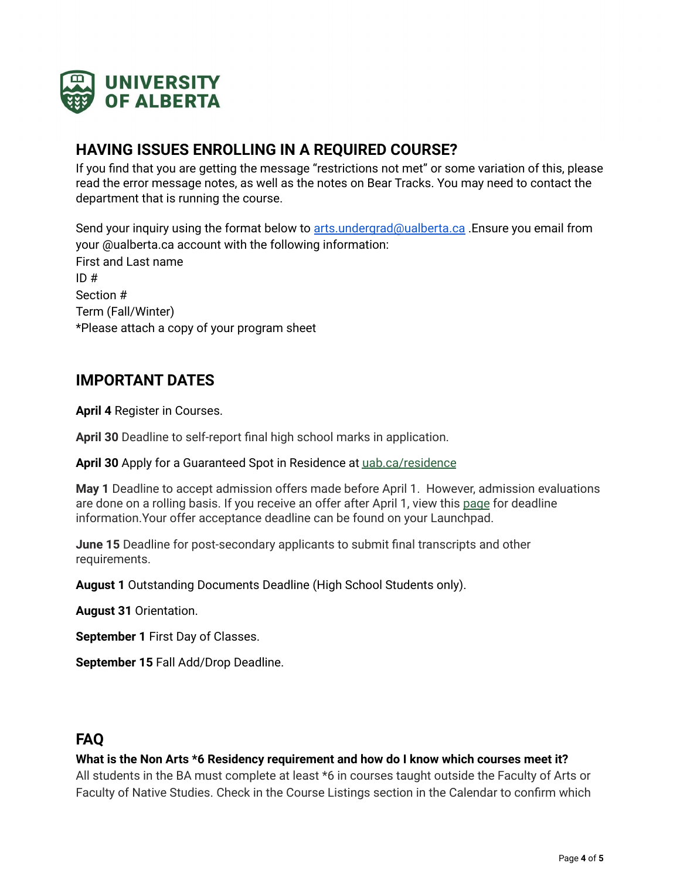**UNIVERSITY OF ALBERTA**

## HAVING ISSUES ENROLLING IN A REQUIRED COURSE?

If you find that you are getting the message "restrictions not met" or some variation of this, please read the error message notes, as well as the notes on Bear Tracks. You may need to contact the department that is running the course.

Send your inquiry using the format below to arts.undergrad@ualberta.ca .Ensure you email from your @ualberta.ca account with the following information:
First and Last name
ID #
Section #
Term (Fall/Winter)
*Please attach a copy of your program sheet

## IMPORTANT DATES

**April 4** Register in Courses.

**April 30** Deadline to self-report final high school marks in application.

**April 30** Apply for a Guaranteed Spot in Residence at uab.ca/residence

**May 1** Deadline to accept admission offers made before April 1. However, admission evaluations are done on a rolling basis. If you receive an offer after April 1, view this page for deadline information.Your offer acceptance deadline can be found on your Launchpad.

**June 15** Deadline for post-secondary applicants to submit final transcripts and other requirements.

**August 1** Outstanding Documents Deadline (High School Students only).

**August 31** Orientation.

**September 1** First Day of Classes.

**September 15** Fall Add/Drop Deadline.

## FAQ

**What is the Non Arts *6 Residency requirement and how do I know which courses meet it?**
All students in the BA must complete at least *6 in courses taught outside the Faculty of Arts or Faculty of Native Studies. Check in the Course Listings section in the Calendar to confirm which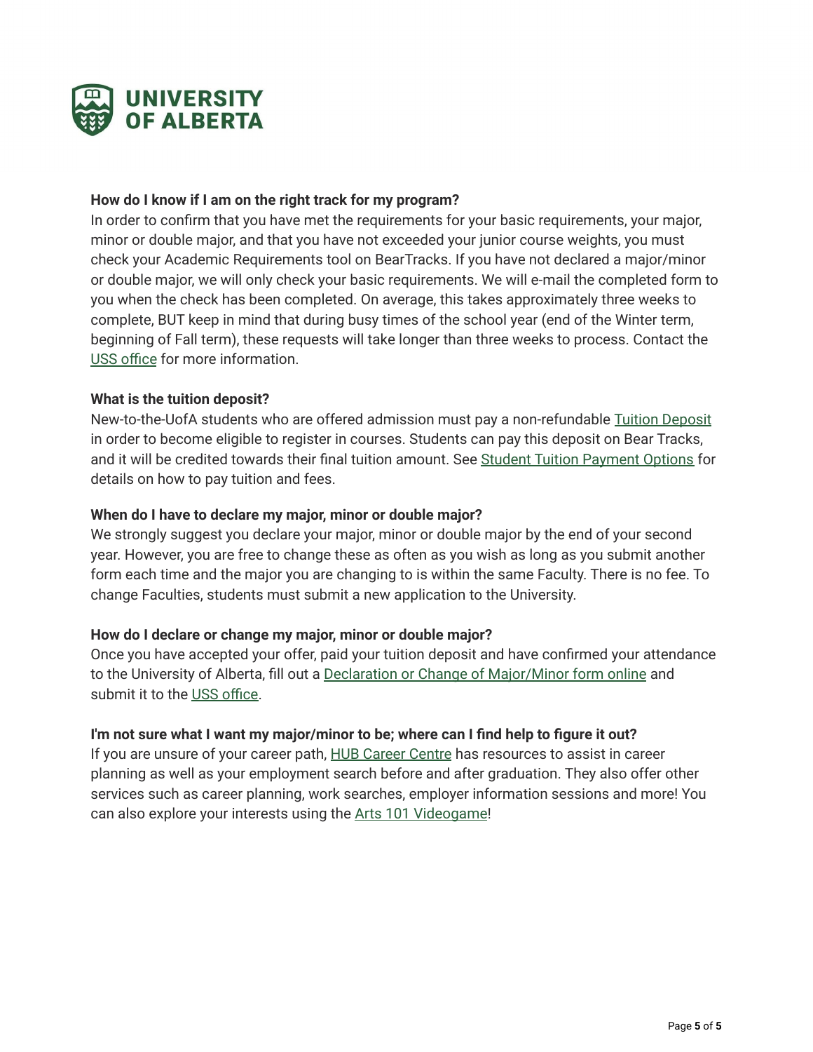**How do I know if I am on the right track for my program?**

In order to confirm that you have met the requirements for your basic requirements, your major, minor or double major, and that you have not exceeded your junior course weights, you must check your Academic Requirements tool on BearTracks. If you have not declared a major/minor or double major, we will only check your basic requirements. We will e-mail the completed form to you when the check has been completed. On average, this takes approximately three weeks to complete, BUT keep in mind that during busy times of the school year (end of the Winter term, beginning of Fall term), these requests will take longer than three weeks to process. Contact the USS office for more information.

**What is the tuition deposit?**

New-to-the-UofA students who are offered admission must pay a non-refundable Tuition Deposit in order to become eligible to register in courses. Students can pay this deposit on Bear Tracks, and it will be credited towards their final tuition amount. See Student Tuition Payment Options for details on how to pay tuition and fees.

**When do I have to declare my major, minor or double major?**

We strongly suggest you declare your major, minor or double major by the end of your second year. However, you are free to change these as often as you wish as long as you submit another form each time and the major you are changing to is within the same Faculty. There is no fee. To change Faculties, students must submit a new application to the University.

**How do I declare or change my major, minor or double major?**

Once you have accepted your offer, paid your tuition deposit and have confirmed your attendance to the University of Alberta, fill out a Declaration or Change of Major/Minor form online and submit it to the USS office.

**I'm not sure what I want my major/minor to be; where can I find help to figure it out?**

If you are unsure of your career path, HUB Career Centre has resources to assist in career planning as well as your employment search before and after graduation. They also offer other services such as career planning, work searches, employer information sessions and more! You can also explore your interests using the Arts 101 Videogame!